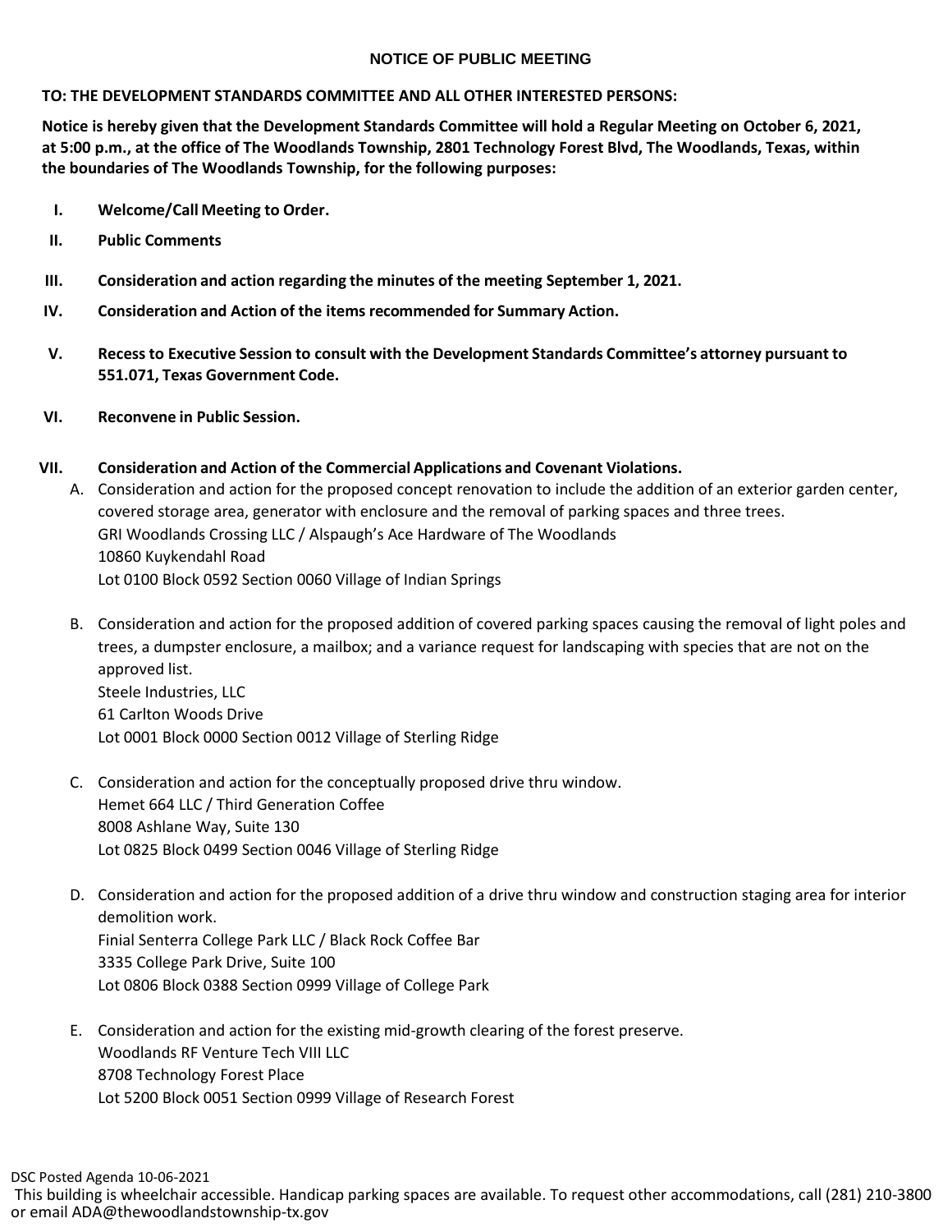# NOTICE OF PUBLIC MEETING

**TO: THE DEVELOPMENT STANDARDS COMMITTEE AND ALL OTHER INTERESTED PERSONS:**

**Notice is hereby given that the Development Standards Committee will hold a Regular Meeting on October 6, 2021, at 5:00 p.m., at the office of The Woodlands Township, 2801 Technology Forest Blvd, The Woodlands, Texas, within the boundaries of The Woodlands Township, for the following purposes:**

- **I. Welcome/Call Meeting to Order.**
- **II. Public Comments**
- **III. Consideration and action regarding the minutes of the meeting September 1, 2021.**
- **IV. Consideration and Action of the items recommended for Summary Action.**
- **V. Recess to Executive Session to consult with the Development Standards Committee's attorney pursuant to 551.071, Texas Government Code.**
- **VI. Reconvene in Public Session.**
- **VII. Consideration and Action of the Commercial Applications and Covenant Violations.**

A. Consideration and action for the proposed concept renovation to include the addition of an exterior garden center, covered storage area, generator with enclosure and the removal of parking spaces and three trees.
GRI Woodlands Crossing LLC / Alspaugh's Ace Hardware of The Woodlands
10860 Kuykendahl Road
Lot 0100 Block 0592 Section 0060 Village of Indian Springs

B. Consideration and action for the proposed addition of covered parking spaces causing the removal of light poles and trees, a dumpster enclosure, a mailbox; and a variance request for landscaping with species that are not on the approved list.
Steele Industries, LLC
61 Carlton Woods Drive
Lot 0001 Block 0000 Section 0012 Village of Sterling Ridge

C. Consideration and action for the conceptually proposed drive thru window.
Hemet 664 LLC / Third Generation Coffee
8008 Ashlane Way, Suite 130
Lot 0825 Block 0499 Section 0046 Village of Sterling Ridge

D. Consideration and action for the proposed addition of a drive thru window and construction staging area for interior demolition work.
Finial Senterra College Park LLC / Black Rock Coffee Bar
3335 College Park Drive, Suite 100
Lot 0806 Block 0388 Section 0999 Village of College Park

E. Consideration and action for the existing mid-growth clearing of the forest preserve.
Woodlands RF Venture Tech VIII LLC
8708 Technology Forest Place
Lot 5200 Block 0051 Section 0999 Village of Research Forest

DSC Posted Agenda 10-06-2021
This building is wheelchair accessible. Handicap parking spaces are available. To request other accommodations, call (281) 210-3800 or email ADA@thewoodlandstownship-tx.gov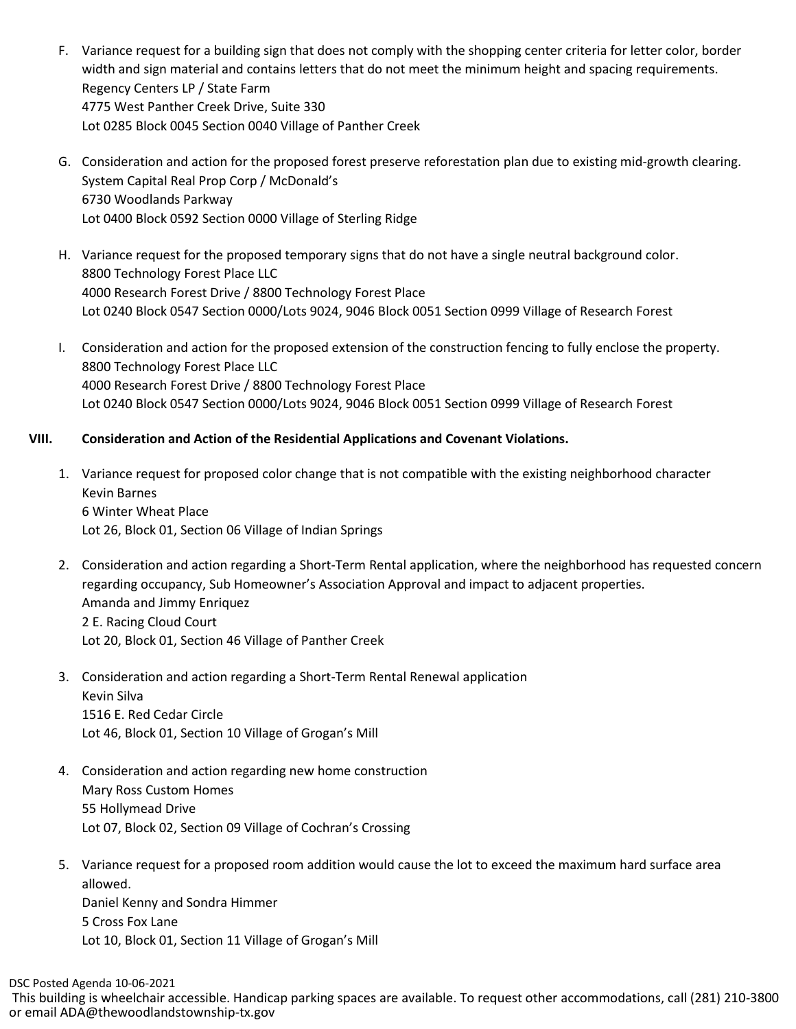F. Variance request for a building sign that does not comply with the shopping center criteria for letter color, border width and sign material and contains letters that do not meet the minimum height and spacing requirements.
Regency Centers LP / State Farm
4775 West Panther Creek Drive, Suite 330
Lot 0285 Block 0045 Section 0040 Village of Panther Creek

G. Consideration and action for the proposed forest preserve reforestation plan due to existing mid-growth clearing.
System Capital Real Prop Corp / McDonald's
6730 Woodlands Parkway
Lot 0400 Block 0592 Section 0000 Village of Sterling Ridge

H. Variance request for the proposed temporary signs that do not have a single neutral background color.
8800 Technology Forest Place LLC
4000 Research Forest Drive / 8800 Technology Forest Place
Lot 0240 Block 0547 Section 0000/Lots 9024, 9046 Block 0051 Section 0999 Village of Research Forest

I. Consideration and action for the proposed extension of the construction fencing to fully enclose the property.
8800 Technology Forest Place LLC
4000 Research Forest Drive / 8800 Technology Forest Place
Lot 0240 Block 0547 Section 0000/Lots 9024, 9046 Block 0051 Section 0999 Village of Research Forest

**VIII. Consideration and Action of the Residential Applications and Covenant Violations.**

1. Variance request for proposed color change that is not compatible with the existing neighborhood character
Kevin Barnes
6 Winter Wheat Place
Lot 26, Block 01, Section 06 Village of Indian Springs

2. Consideration and action regarding a Short-Term Rental application, where the neighborhood has requested concern regarding occupancy, Sub Homeowner's Association Approval and impact to adjacent properties.
Amanda and Jimmy Enriquez
2 E. Racing Cloud Court
Lot 20, Block 01, Section 46 Village of Panther Creek

3. Consideration and action regarding a Short-Term Rental Renewal application
Kevin Silva
1516 E. Red Cedar Circle
Lot 46, Block 01, Section 10 Village of Grogan's Mill

4. Consideration and action regarding new home construction
Mary Ross Custom Homes
55 Hollymead Drive
Lot 07, Block 02, Section 09 Village of Cochran's Crossing

5. Variance request for a proposed room addition would cause the lot to exceed the maximum hard surface area allowed.
Daniel Kenny and Sondra Himmer
5 Cross Fox Lane
Lot 10, Block 01, Section 11 Village of Grogan's Mill

DSC Posted Agenda 10-06-2021
This building is wheelchair accessible. Handicap parking spaces are available. To request other accommodations, call (281) 210-3800 or email ADA@thewoodlandstownship-tx.gov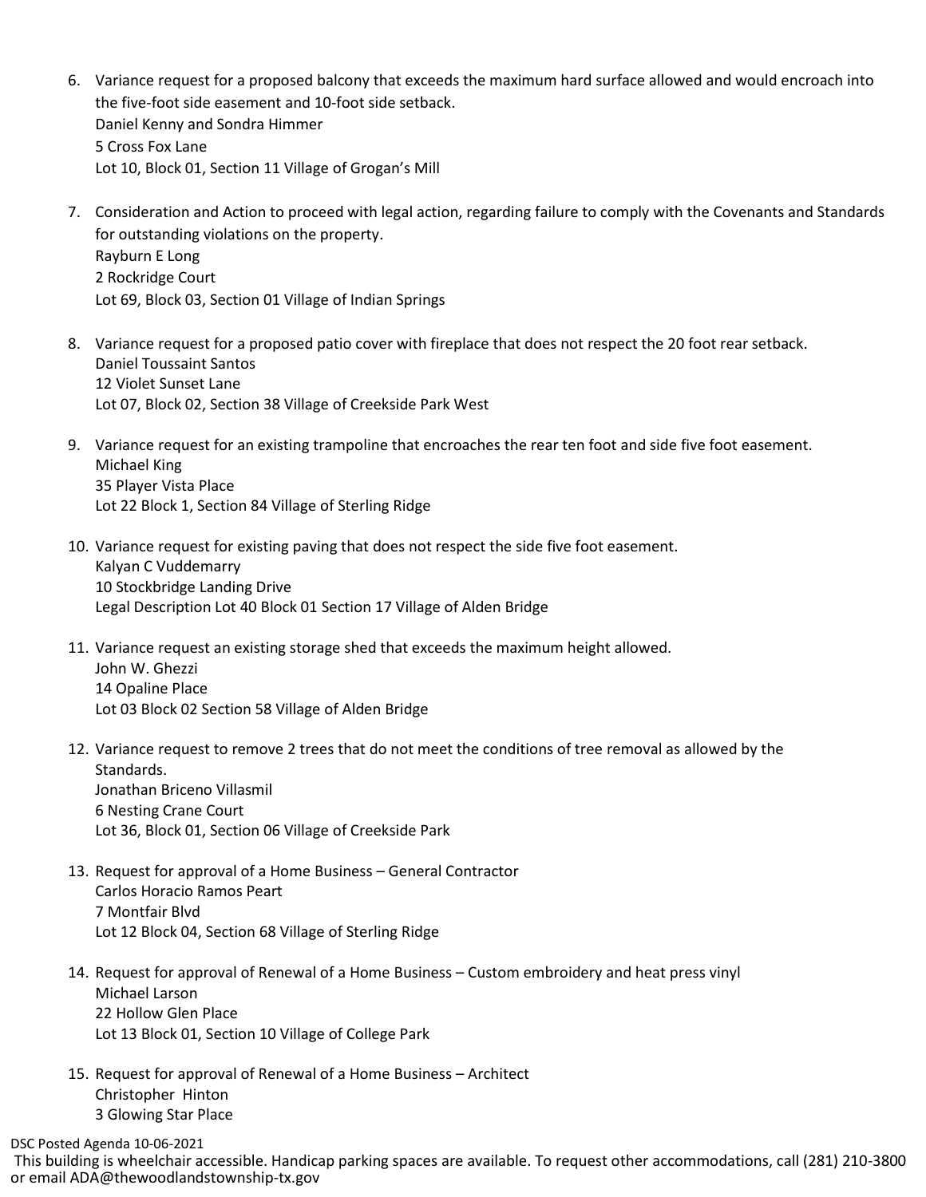6. Variance request for a proposed balcony that exceeds the maximum hard surface allowed and would encroach into the five-foot side easement and 10-foot side setback.
   Daniel Kenny and Sondra Himmer
   5 Cross Fox Lane
   Lot 10, Block 01, Section 11 Village of Grogan's Mill

7. Consideration and Action to proceed with legal action, regarding failure to comply with the Covenants and Standards for outstanding violations on the property.
   Rayburn E Long
   2 Rockridge Court
   Lot 69, Block 03, Section 01 Village of Indian Springs

8. Variance request for a proposed patio cover with fireplace that does not respect the 20 foot rear setback.
   Daniel Toussaint Santos
   12 Violet Sunset Lane
   Lot 07, Block 02, Section 38 Village of Creekside Park West

9. Variance request for an existing trampoline that encroaches the rear ten foot and side five foot easement.
   Michael King
   35 Player Vista Place
   Lot 22 Block 1, Section 84 Village of Sterling Ridge

10. Variance request for existing paving that does not respect the side five foot easement.
    Kalyan C Vuddemarry
    10 Stockbridge Landing Drive
    Legal Description Lot 40 Block 01 Section 17 Village of Alden Bridge

11. Variance request an existing storage shed that exceeds the maximum height allowed.
    John W. Ghezzi
    14 Opaline Place
    Lot 03 Block 02 Section 58 Village of Alden Bridge

12. Variance request to remove 2 trees that do not meet the conditions of tree removal as allowed by the Standards.
    Jonathan Briceno Villasmil
    6 Nesting Crane Court
    Lot 36, Block 01, Section 06 Village of Creekside Park

13. Request for approval of a Home Business – General Contractor
    Carlos Horacio Ramos Peart
    7 Montfair Blvd
    Lot 12 Block 04, Section 68 Village of Sterling Ridge

14. Request for approval of Renewal of a Home Business – Custom embroidery and heat press vinyl
    Michael Larson
    22 Hollow Glen Place
    Lot 13 Block 01, Section 10 Village of College Park

15. Request for approval of Renewal of a Home Business – Architect
    Christopher Hinton
    3 Glowing Star Place

DSC Posted Agenda 10-06-2021
This building is wheelchair accessible. Handicap parking spaces are available. To request other accommodations, call (281) 210-3800 or email ADA@thewoodlandstownship-tx.gov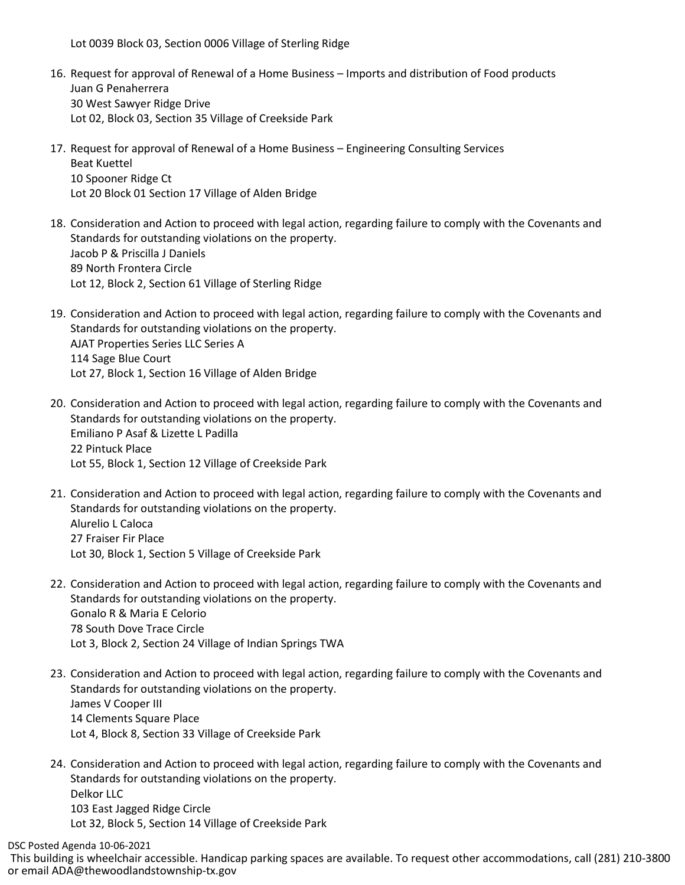Lot 0039 Block 03, Section 0006 Village of Sterling Ridge

16. Request for approval of Renewal of a Home Business – Imports and distribution of Food products
    Juan G Penaherrera
    30 West Sawyer Ridge Drive
    Lot 02, Block 03, Section 35 Village of Creekside Park

17. Request for approval of Renewal of a Home Business – Engineering Consulting Services
    Beat Kuettel
    10 Spooner Ridge Ct
    Lot 20 Block 01 Section 17 Village of Alden Bridge

18. Consideration and Action to proceed with legal action, regarding failure to comply with the Covenants and Standards for outstanding violations on the property.
    Jacob P & Priscilla J Daniels
    89 North Frontera Circle
    Lot 12, Block 2, Section 61 Village of Sterling Ridge

19. Consideration and Action to proceed with legal action, regarding failure to comply with the Covenants and Standards for outstanding violations on the property.
    AJAT Properties Series LLC Series A
    114 Sage Blue Court
    Lot 27, Block 1, Section 16 Village of Alden Bridge

20. Consideration and Action to proceed with legal action, regarding failure to comply with the Covenants and Standards for outstanding violations on the property.
    Emiliano P Asaf & Lizette L Padilla
    22 Pintuck Place
    Lot 55, Block 1, Section 12 Village of Creekside Park

21. Consideration and Action to proceed with legal action, regarding failure to comply with the Covenants and Standards for outstanding violations on the property.
    Alurelio L Caloca
    27 Fraiser Fir Place
    Lot 30, Block 1, Section 5 Village of Creekside Park

22. Consideration and Action to proceed with legal action, regarding failure to comply with the Covenants and Standards for outstanding violations on the property.
    Gonalo R & Maria E Celorio
    78 South Dove Trace Circle
    Lot 3, Block 2, Section 24 Village of Indian Springs TWA

23. Consideration and Action to proceed with legal action, regarding failure to comply with the Covenants and Standards for outstanding violations on the property.
    James V Cooper III
    14 Clements Square Place
    Lot 4, Block 8, Section 33 Village of Creekside Park

24. Consideration and Action to proceed with legal action, regarding failure to comply with the Covenants and Standards for outstanding violations on the property.
    Delkor LLC
    103 East Jagged Ridge Circle
    Lot 32, Block 5, Section 14 Village of Creekside Park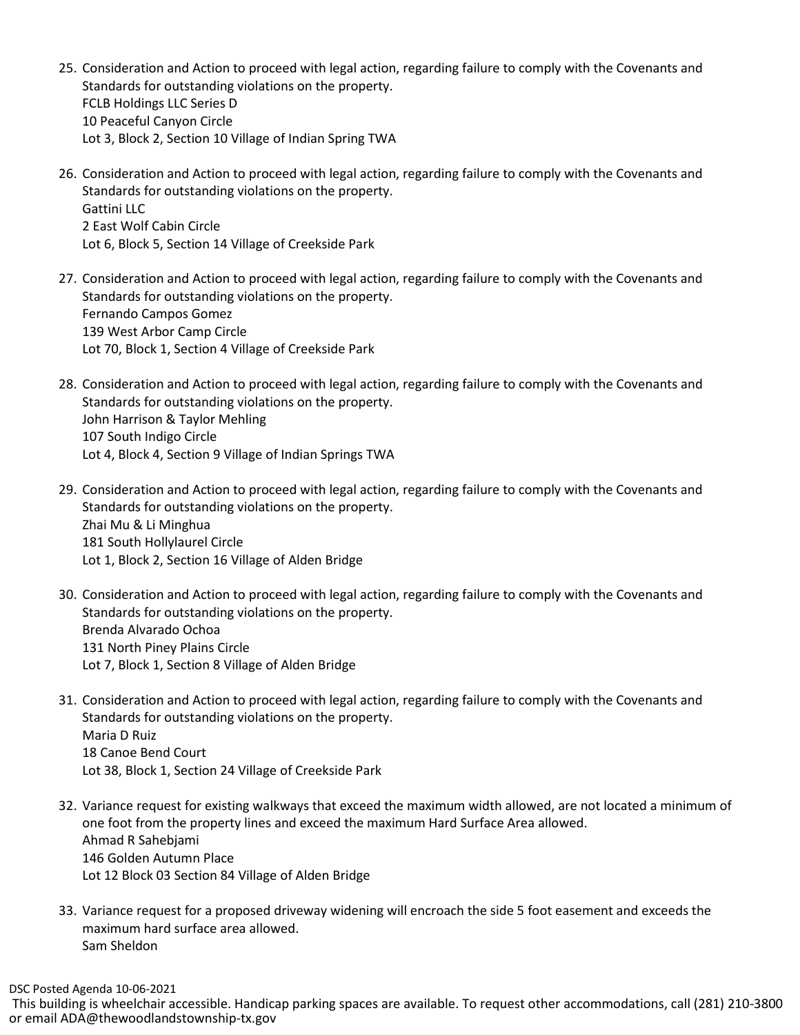25. Consideration and Action to proceed with legal action, regarding failure to comply with the Covenants and Standards for outstanding violations on the property.
    FCLB Holdings LLC Series D
    10 Peaceful Canyon Circle
    Lot 3, Block 2, Section 10 Village of Indian Spring TWA

26. Consideration and Action to proceed with legal action, regarding failure to comply with the Covenants and Standards for outstanding violations on the property.
    Gattini LLC
    2 East Wolf Cabin Circle
    Lot 6, Block 5, Section 14 Village of Creekside Park

27. Consideration and Action to proceed with legal action, regarding failure to comply with the Covenants and Standards for outstanding violations on the property.
    Fernando Campos Gomez
    139 West Arbor Camp Circle
    Lot 70, Block 1, Section 4 Village of Creekside Park

28. Consideration and Action to proceed with legal action, regarding failure to comply with the Covenants and Standards for outstanding violations on the property.
    John Harrison & Taylor Mehling
    107 South Indigo Circle
    Lot 4, Block 4, Section 9 Village of Indian Springs TWA

29. Consideration and Action to proceed with legal action, regarding failure to comply with the Covenants and Standards for outstanding violations on the property.
    Zhai Mu & Li Minghua
    181 South Hollylaurel Circle
    Lot 1, Block 2, Section 16 Village of Alden Bridge

30. Consideration and Action to proceed with legal action, regarding failure to comply with the Covenants and Standards for outstanding violations on the property.
    Brenda Alvarado Ochoa
    131 North Piney Plains Circle
    Lot 7, Block 1, Section 8 Village of Alden Bridge

31. Consideration and Action to proceed with legal action, regarding failure to comply with the Covenants and Standards for outstanding violations on the property.
    Maria D Ruiz
    18 Canoe Bend Court
    Lot 38, Block 1, Section 24 Village of Creekside Park

32. Variance request for existing walkways that exceed the maximum width allowed, are not located a minimum of one foot from the property lines and exceed the maximum Hard Surface Area allowed.
    Ahmad R Sahebjami
    146 Golden Autumn Place
    Lot 12 Block 03 Section 84 Village of Alden Bridge

33. Variance request for a proposed driveway widening will encroach the side 5 foot easement and exceeds the maximum hard surface area allowed.
    Sam Sheldon

DSC Posted Agenda 10-06-2021

This building is wheelchair accessible. Handicap parking spaces are available. To request other accommodations, call (281) 210-3800 or email ADA@thewoodlandstownship-tx.gov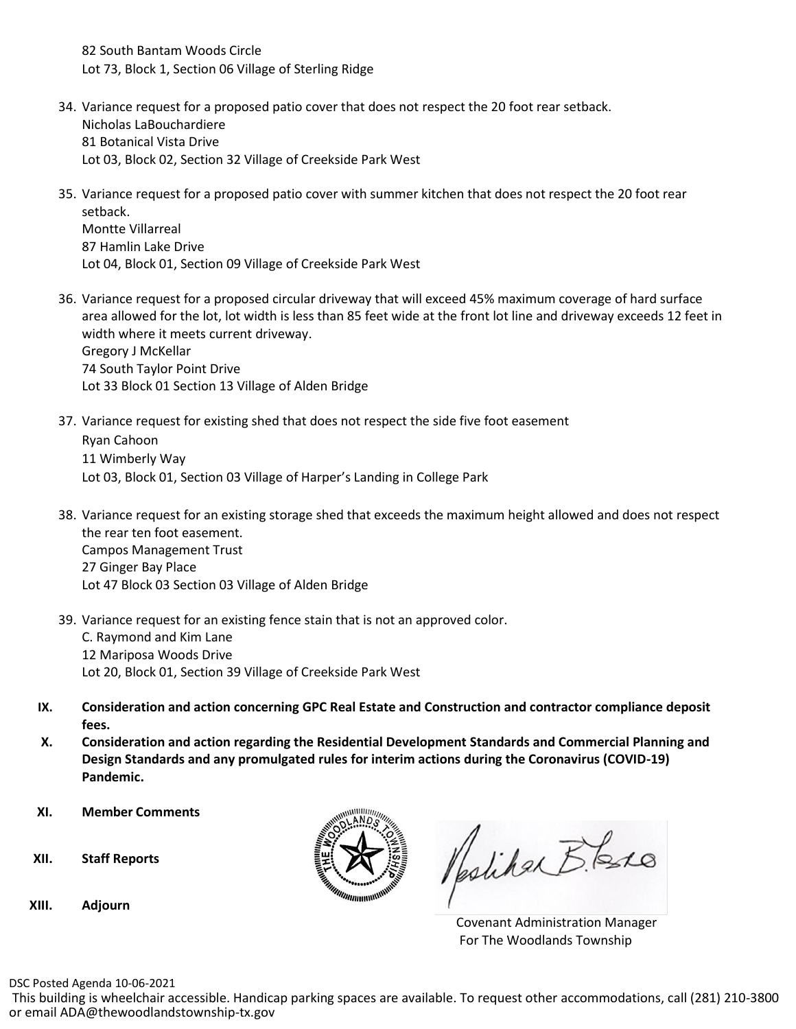82 South Bantam Woods Circle
Lot 73, Block 1, Section 06 Village of Sterling Ridge

34. Variance request for a proposed patio cover that does not respect the 20 foot rear setback.
    Nicholas LaBouchardiere
    81 Botanical Vista Drive
    Lot 03, Block 02, Section 32 Village of Creekside Park West

35. Variance request for a proposed patio cover with summer kitchen that does not respect the 20 foot rear setback.
    Montte Villarreal
    87 Hamlin Lake Drive
    Lot 04, Block 01, Section 09 Village of Creekside Park West

36. Variance request for a proposed circular driveway that will exceed 45% maximum coverage of hard surface area allowed for the lot, lot width is less than 85 feet wide at the front lot line and driveway exceeds 12 feet in width where it meets current driveway.
    Gregory J McKellar
    74 South Taylor Point Drive
    Lot 33 Block 01 Section 13 Village of Alden Bridge

37. Variance request for existing shed that does not respect the side five foot easement
    Ryan Cahoon
    11 Wimberly Way
    Lot 03, Block 01, Section 03 Village of Harper's Landing in College Park

38. Variance request for an existing storage shed that exceeds the maximum height allowed and does not respect the rear ten foot easement.
    Campos Management Trust
    27 Ginger Bay Place
    Lot 47 Block 03 Section 03 Village of Alden Bridge

39. Variance request for an existing fence stain that is not an approved color.
    C. Raymond and Kim Lane
    12 Mariposa Woods Drive
    Lot 20, Block 01, Section 39 Village of Creekside Park West

**IX. Consideration and action concerning GPC Real Estate and Construction and contractor compliance deposit fees.**

**X. Consideration and action regarding the Residential Development Standards and Commercial Planning and Design Standards and any promulgated rules for interim actions during the Coronavirus (COVID-19) Pandemic.**

**XI. Member Comments**

**XII. Staff Reports**

**XIII. Adjourn**

Covenant Administration Manager
For The Woodlands Township

DSC Posted Agenda 10-06-2021

This building is wheelchair accessible. Handicap parking spaces are available. To request other accommodations, call (281) 210-3800 or email ADA@thewoodlandstownship-tx.gov